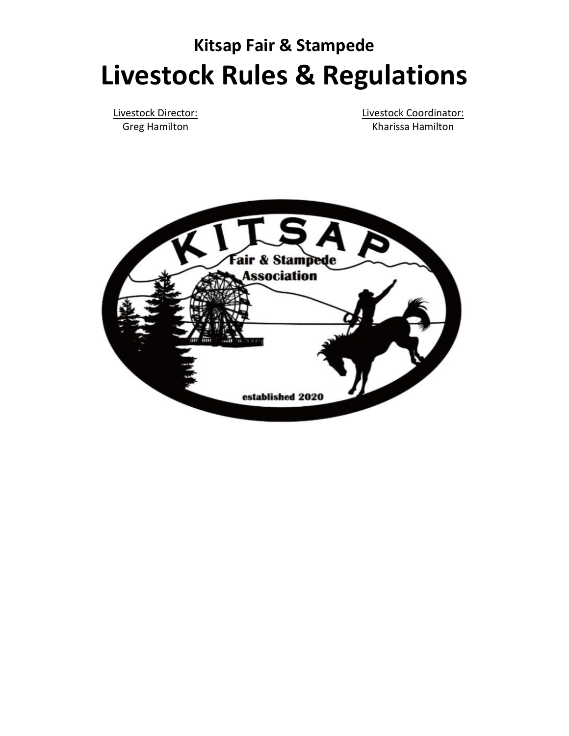**Kitsap Fair & Stampede**

# Livestock Rules & Regulations

Livestock Director:
Greg Hamilton

Livestock Coordinator:
Kharissa Hamilton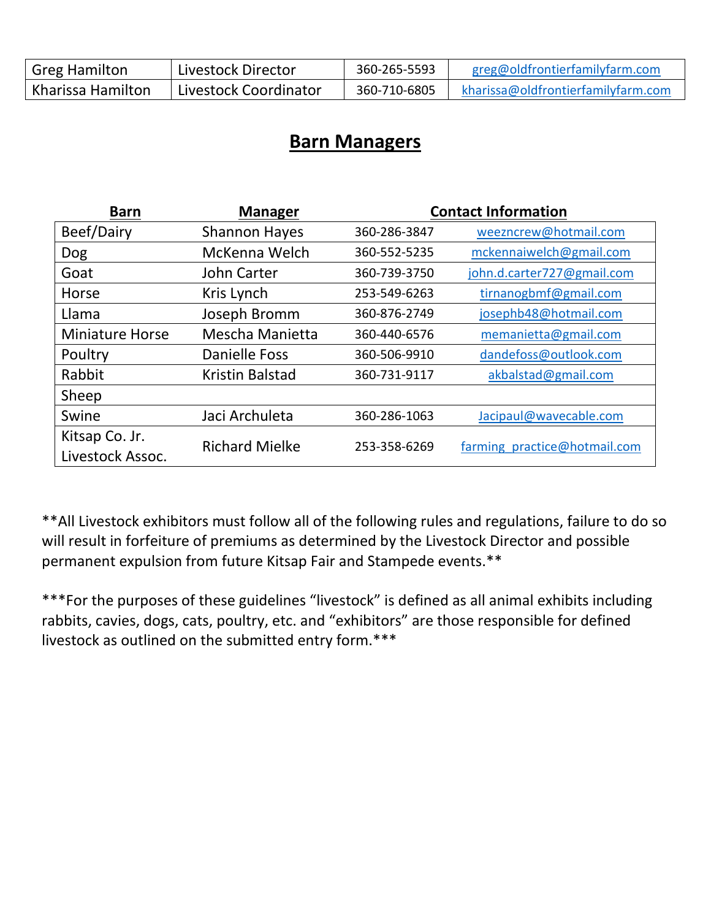| Greg Hamilton | Livestock Director | 360-265-5593 | greg@oldfrontierfamilyfarm.com |
|---|---|---|---|
| Kharissa Hamilton | Livestock Coordinator | 360-710-6805 | kharissa@oldfrontierfamilyfarm.com |

## Barn Managers

| Barn | Manager | Contact Information | |
|---|---|---|---|
| Beef/Dairy | Shannon Hayes | 360-286-3847 | weezncrew@hotmail.com |
| Dog | McKenna Welch | 360-552-5235 | mckennaiwelch@gmail.com |
| Goat | John Carter | 360-739-3750 | john.d.carter727@gmail.com |
| Horse | Kris Lynch | 253-549-6263 | tirnanogbmf@gmail.com |
| Llama | Joseph Bromm | 360-876-2749 | josephb48@hotmail.com |
| Miniature Horse | Mescha Manietta | 360-440-6576 | memanietta@gmail.com |
| Poultry | Danielle Foss | 360-506-9910 | dandefoss@outlook.com |
| Rabbit | Kristin Balstad | 360-731-9117 | akbalstad@gmail.com |
| Sheep | | | |
| Swine | Jaci Archuleta | 360-286-1063 | Jacipaul@wavecable.com |
| Kitsap Co. Jr. Livestock Assoc. | Richard Mielke | 253-358-6269 | farming_practice@hotmail.com |

**All Livestock exhibitors must follow all of the following rules and regulations, failure to do so will result in forfeiture of premiums as determined by the Livestock Director and possible permanent expulsion from future Kitsap Fair and Stampede events.**

***For the purposes of these guidelines "livestock" is defined as all animal exhibits including rabbits, cavies, dogs, cats, poultry, etc. and "exhibitors" are those responsible for defined livestock as outlined on the submitted entry form.***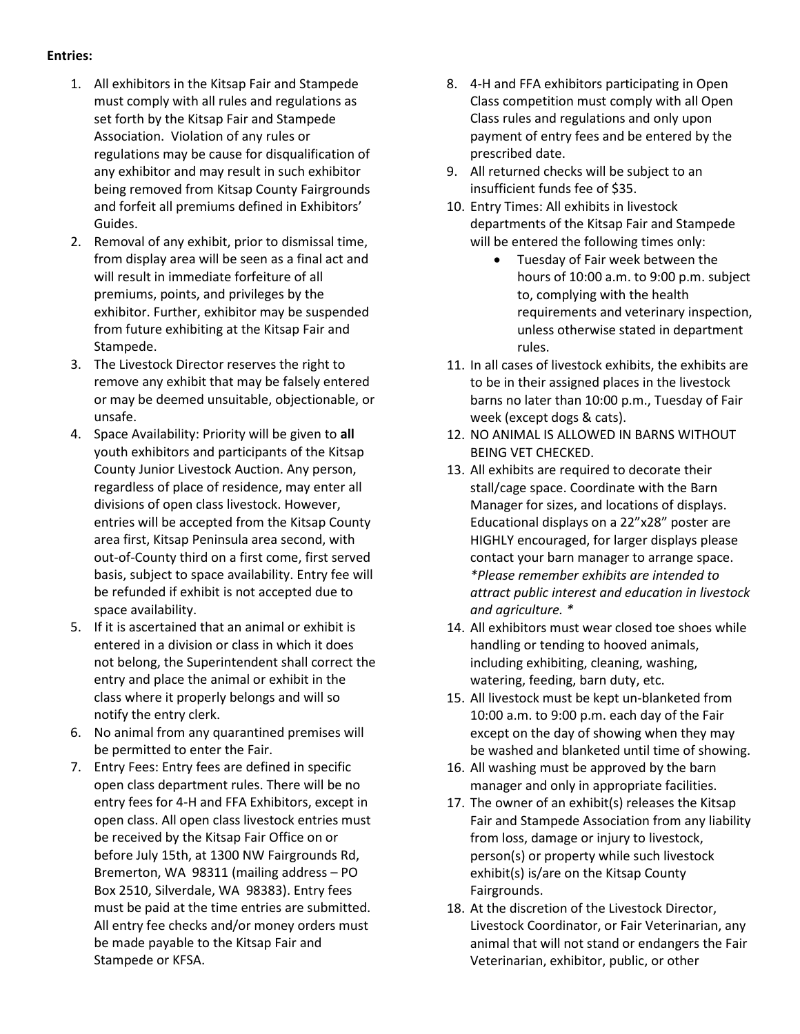**Entries:**

1. All exhibitors in the Kitsap Fair and Stampede must comply with all rules and regulations as set forth by the Kitsap Fair and Stampede Association. Violation of any rules or regulations may be cause for disqualification of any exhibitor and may result in such exhibitor being removed from Kitsap County Fairgrounds and forfeit all premiums defined in Exhibitors' Guides.
2. Removal of any exhibit, prior to dismissal time, from display area will be seen as a final act and will result in immediate forfeiture of all premiums, points, and privileges by the exhibitor. Further, exhibitor may be suspended from future exhibiting at the Kitsap Fair and Stampede.
3. The Livestock Director reserves the right to remove any exhibit that may be falsely entered or may be deemed unsuitable, objectionable, or unsafe.
4. Space Availability: Priority will be given to **all** youth exhibitors and participants of the Kitsap County Junior Livestock Auction. Any person, regardless of place of residence, may enter all divisions of open class livestock. However, entries will be accepted from the Kitsap County area first, Kitsap Peninsula area second, with out-of-County third on a first come, first served basis, subject to space availability. Entry fee will be refunded if exhibit is not accepted due to space availability.
5. If it is ascertained that an animal or exhibit is entered in a division or class in which it does not belong, the Superintendent shall correct the entry and place the animal or exhibit in the class where it properly belongs and will so notify the entry clerk.
6. No animal from any quarantined premises will be permitted to enter the Fair.
7. Entry Fees: Entry fees are defined in specific open class department rules. There will be no entry fees for 4-H and FFA Exhibitors, except in open class. All open class livestock entries must be received by the Kitsap Fair Office on or before July 15th, at 1300 NW Fairgrounds Rd, Bremerton, WA 98311 (mailing address – PO Box 2510, Silverdale, WA 98383). Entry fees must be paid at the time entries are submitted. All entry fee checks and/or money orders must be made payable to the Kitsap Fair and Stampede or KFSA.
8. 4-H and FFA exhibitors participating in Open Class competition must comply with all Open Class rules and regulations and only upon payment of entry fees and be entered by the prescribed date.
9. All returned checks will be subject to an insufficient funds fee of $35.
10. Entry Times: All exhibits in livestock departments of the Kitsap Fair and Stampede will be entered the following times only:
    - Tuesday of Fair week between the hours of 10:00 a.m. to 9:00 p.m. subject to, complying with the health requirements and veterinary inspection, unless otherwise stated in department rules.
11. In all cases of livestock exhibits, the exhibits are to be in their assigned places in the livestock barns no later than 10:00 p.m., Tuesday of Fair week (except dogs & cats).
12. NO ANIMAL IS ALLOWED IN BARNS WITHOUT BEING VET CHECKED.
13. All exhibits are required to decorate their stall/cage space. Coordinate with the Barn Manager for sizes, and locations of displays. Educational displays on a 22"x28" poster are HIGHLY encouraged, for larger displays please contact your barn manager to arrange space. *\*Please remember exhibits are intended to attract public interest and education in livestock and agriculture. \**
14. All exhibitors must wear closed toe shoes while handling or tending to hooved animals, including exhibiting, cleaning, washing, watering, feeding, barn duty, etc.
15. All livestock must be kept un-blanketed from 10:00 a.m. to 9:00 p.m. each day of the Fair except on the day of showing when they may be washed and blanketed until time of showing.
16. All washing must be approved by the barn manager and only in appropriate facilities.
17. The owner of an exhibit(s) releases the Kitsap Fair and Stampede Association from any liability from loss, damage or injury to livestock, person(s) or property while such livestock exhibit(s) is/are on the Kitsap County Fairgrounds.
18. At the discretion of the Livestock Director, Livestock Coordinator, or Fair Veterinarian, any animal that will not stand or endangers the Fair Veterinarian, exhibitor, public, or other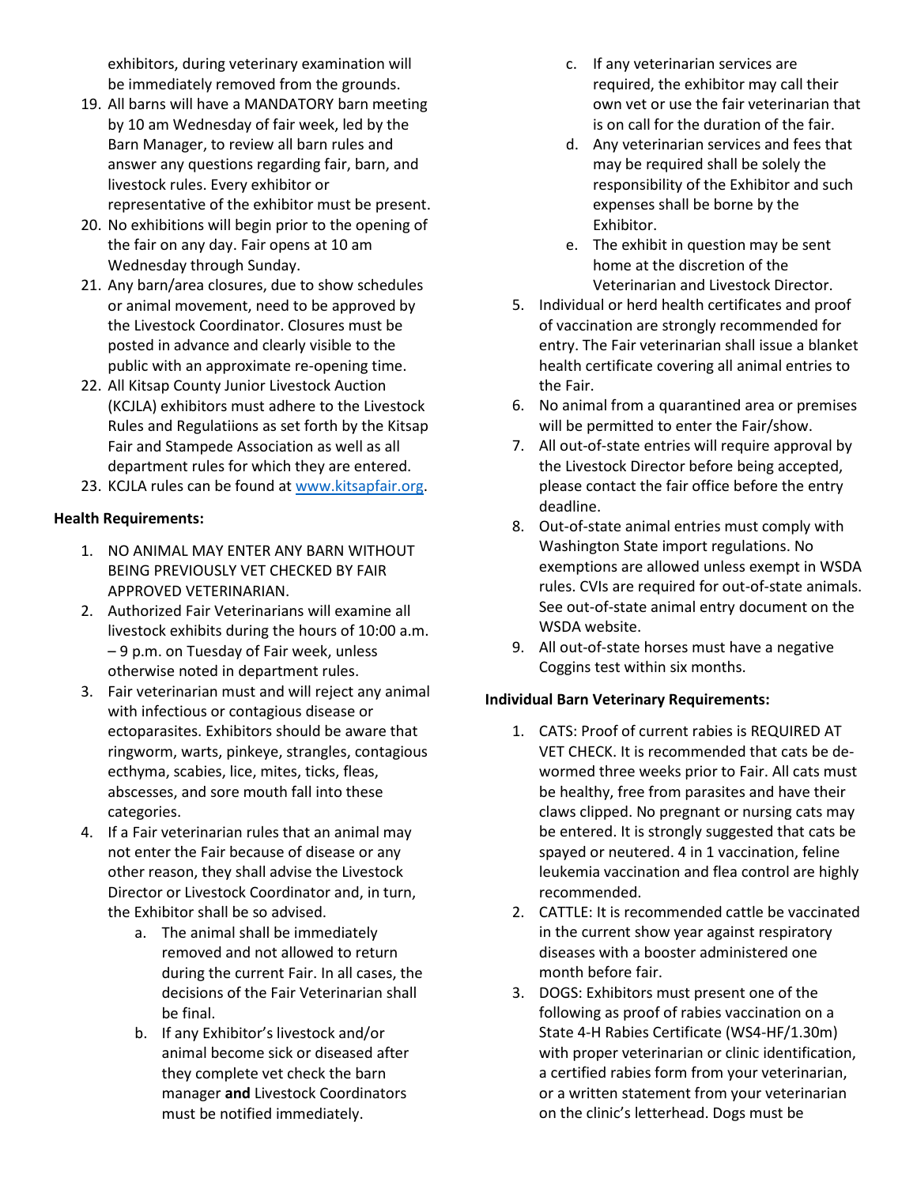exhibitors, during veterinary examination will be immediately removed from the grounds.

19. All barns will have a MANDATORY barn meeting by 10 am Wednesday of fair week, led by the Barn Manager, to review all barn rules and answer any questions regarding fair, barn, and livestock rules. Every exhibitor or representative of the exhibitor must be present.
20. No exhibitions will begin prior to the opening of the fair on any day. Fair opens at 10 am Wednesday through Sunday.
21. Any barn/area closures, due to show schedules or animal movement, need to be approved by the Livestock Coordinator. Closures must be posted in advance and clearly visible to the public with an approximate re-opening time.
22. All Kitsap County Junior Livestock Auction (KCJLA) exhibitors must adhere to the Livestock Rules and Regulations as set forth by the Kitsap Fair and Stampede Association as well as all department rules for which they are entered.
23. KCJLA rules can be found at www.kitsapfair.org.

**Health Requirements:**

1. NO ANIMAL MAY ENTER ANY BARN WITHOUT BEING PREVIOUSLY VET CHECKED BY FAIR APPROVED VETERINARIAN.
2. Authorized Fair Veterinarians will examine all livestock exhibits during the hours of 10:00 a.m. – 9 p.m. on Tuesday of Fair week, unless otherwise noted in department rules.
3. Fair veterinarian must and will reject any animal with infectious or contagious disease or ectoparasites. Exhibitors should be aware that ringworm, warts, pinkeye, strangles, contagious ecthyma, scabies, lice, mites, ticks, fleas, abscesses, and sore mouth fall into these categories.
4. If a Fair veterinarian rules that an animal may not enter the Fair because of disease or any other reason, they shall advise the Livestock Director or Livestock Coordinator and, in turn, the Exhibitor shall be so advised.
   a. The animal shall be immediately removed and not allowed to return during the current Fair. In all cases, the decisions of the Fair Veterinarian shall be final.
   b. If any Exhibitor's livestock and/or animal become sick or diseased after they complete vet check the barn manager **and** Livestock Coordinators must be notified immediately.
   c. If any veterinarian services are required, the exhibitor may call their own vet or use the fair veterinarian that is on call for the duration of the fair.
   d. Any veterinarian services and fees that may be required shall be solely the responsibility of the Exhibitor and such expenses shall be borne by the Exhibitor.
   e. The exhibit in question may be sent home at the discretion of the Veterinarian and Livestock Director.
5. Individual or herd health certificates and proof of vaccination are strongly recommended for entry. The Fair veterinarian shall issue a blanket health certificate covering all animal entries to the Fair.
6. No animal from a quarantined area or premises will be permitted to enter the Fair/show.
7. All out-of-state entries will require approval by the Livestock Director before being accepted, please contact the fair office before the entry deadline.
8. Out-of-state animal entries must comply with Washington State import regulations. No exemptions are allowed unless exempt in WSDA rules. CVIs are required for out-of-state animals. See out-of-state animal entry document on the WSDA website.
9. All out-of-state horses must have a negative Coggins test within six months.

**Individual Barn Veterinary Requirements:**

1. CATS: Proof of current rabies is REQUIRED AT VET CHECK. It is recommended that cats be de-wormed three weeks prior to Fair. All cats must be healthy, free from parasites and have their claws clipped. No pregnant or nursing cats may be entered. It is strongly suggested that cats be spayed or neutered. 4 in 1 vaccination, feline leukemia vaccination and flea control are highly recommended.
2. CATTLE: It is recommended cattle be vaccinated in the current show year against respiratory diseases with a booster administered one month before fair.
3. DOGS: Exhibitors must present one of the following as proof of rabies vaccination on a State 4-H Rabies Certificate (WS4-HF/1.30m) with proper veterinarian or clinic identification, a certified rabies form from your veterinarian, or a written statement from your veterinarian on the clinic's letterhead. Dogs must be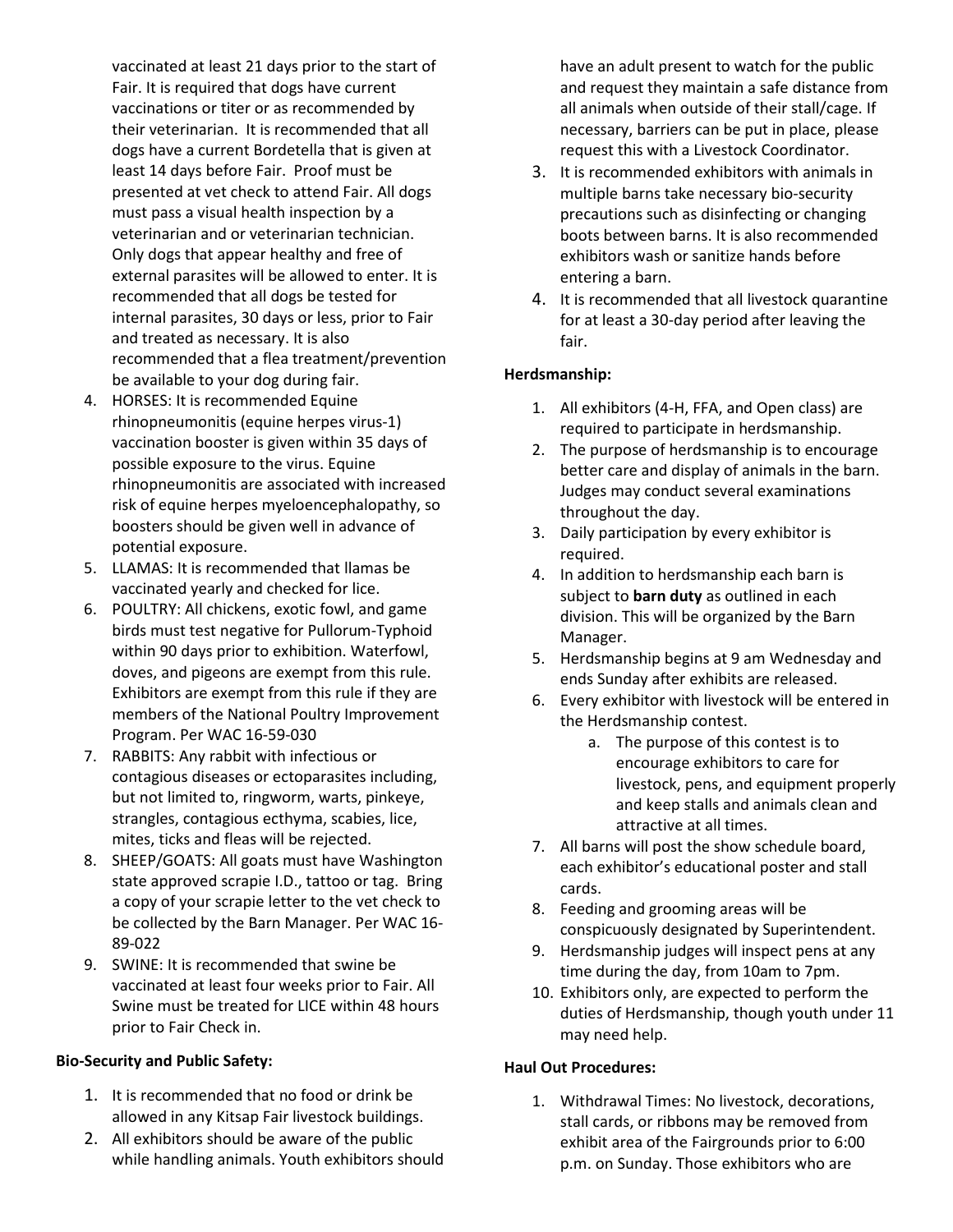vaccinated at least 21 days prior to the start of Fair. It is required that dogs have current vaccinations or titer or as recommended by their veterinarian. It is recommended that all dogs have a current Bordetella that is given at least 14 days before Fair. Proof must be presented at vet check to attend Fair. All dogs must pass a visual health inspection by a veterinarian and or veterinarian technician. Only dogs that appear healthy and free of external parasites will be allowed to enter. It is recommended that all dogs be tested for internal parasites, 30 days or less, prior to Fair and treated as necessary. It is also recommended that a flea treatment/prevention be available to your dog during fair.

4. HORSES: It is recommended Equine rhinopneumonitis (equine herpes virus-1) vaccination booster is given within 35 days of possible exposure to the virus. Equine rhinopneumonitis are associated with increased risk of equine herpes myeloencephalopathy, so boosters should be given well in advance of potential exposure.
5. LLAMAS: It is recommended that llamas be vaccinated yearly and checked for lice.
6. POULTRY: All chickens, exotic fowl, and game birds must test negative for Pullorum-Typhoid within 90 days prior to exhibition. Waterfowl, doves, and pigeons are exempt from this rule. Exhibitors are exempt from this rule if they are members of the National Poultry Improvement Program. Per WAC 16-59-030
7. RABBITS: Any rabbit with infectious or contagious diseases or ectoparasites including, but not limited to, ringworm, warts, pinkeye, strangles, contagious ecthyma, scabies, lice, mites, ticks and fleas will be rejected.
8. SHEEP/GOATS: All goats must have Washington state approved scrapie I.D., tattoo or tag. Bring a copy of your scrapie letter to the vet check to be collected by the Barn Manager. Per WAC 16-89-022
9. SWINE: It is recommended that swine be vaccinated at least four weeks prior to Fair. All Swine must be treated for LICE within 48 hours prior to Fair Check in.

**Bio-Security and Public Safety:**

1. It is recommended that no food or drink be allowed in any Kitsap Fair livestock buildings.
2. All exhibitors should be aware of the public while handling animals. Youth exhibitors should have an adult present to watch for the public and request they maintain a safe distance from all animals when outside of their stall/cage. If necessary, barriers can be put in place, please request this with a Livestock Coordinator.
3. It is recommended exhibitors with animals in multiple barns take necessary bio-security precautions such as disinfecting or changing boots between barns. It is also recommended exhibitors wash or sanitize hands before entering a barn.
4. It is recommended that all livestock quarantine for at least a 30-day period after leaving the fair.

**Herdsmanship:**

1. All exhibitors (4-H, FFA, and Open class) are required to participate in herdsmanship.
2. The purpose of herdsmanship is to encourage better care and display of animals in the barn. Judges may conduct several examinations throughout the day.
3. Daily participation by every exhibitor is required.
4. In addition to herdsmanship each barn is subject to **barn duty** as outlined in each division. This will be organized by the Barn Manager.
5. Herdsmanship begins at 9 am Wednesday and ends Sunday after exhibits are released.
6. Every exhibitor with livestock will be entered in the Herdsmanship contest.
   a. The purpose of this contest is to encourage exhibitors to care for livestock, pens, and equipment properly and keep stalls and animals clean and attractive at all times.
7. All barns will post the show schedule board, each exhibitor's educational poster and stall cards.
8. Feeding and grooming areas will be conspicuously designated by Superintendent.
9. Herdsmanship judges will inspect pens at any time during the day, from 10am to 7pm.
10. Exhibitors only, are expected to perform the duties of Herdsmanship, though youth under 11 may need help.

**Haul Out Procedures:**

1. Withdrawal Times: No livestock, decorations, stall cards, or ribbons may be removed from exhibit area of the Fairgrounds prior to 6:00 p.m. on Sunday. Those exhibitors who are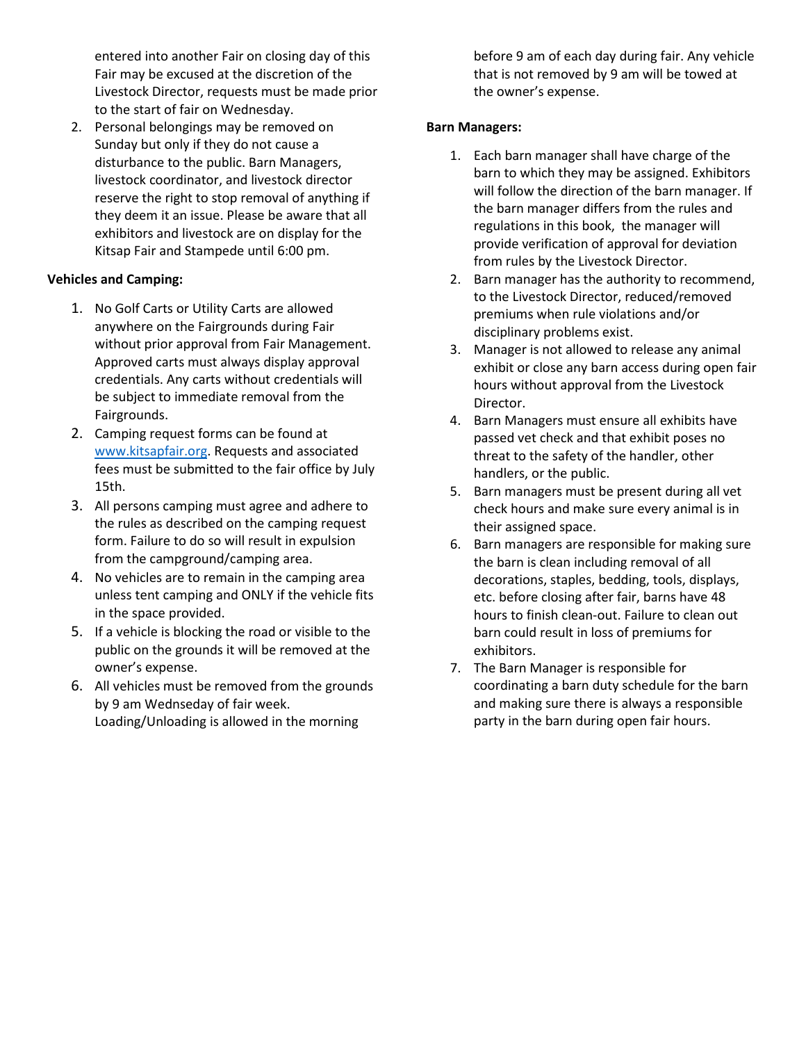entered into another Fair on closing day of this Fair may be excused at the discretion of the Livestock Director, requests must be made prior to the start of fair on Wednesday.

2. Personal belongings may be removed on Sunday but only if they do not cause a disturbance to the public. Barn Managers, livestock coordinator, and livestock director reserve the right to stop removal of anything if they deem it an issue. Please be aware that all exhibitors and livestock are on display for the Kitsap Fair and Stampede until 6:00 pm.

**Vehicles and Camping:**

1. No Golf Carts or Utility Carts are allowed anywhere on the Fairgrounds during Fair without prior approval from Fair Management. Approved carts must always display approval credentials. Any carts without credentials will be subject to immediate removal from the Fairgrounds.
2. Camping request forms can be found at www.kitsapfair.org. Requests and associated fees must be submitted to the fair office by July 15th.
3. All persons camping must agree and adhere to the rules as described on the camping request form. Failure to do so will result in expulsion from the campground/camping area.
4. No vehicles are to remain in the camping area unless tent camping and ONLY if the vehicle fits in the space provided.
5. If a vehicle is blocking the road or visible to the public on the grounds it will be removed at the owner's expense.
6. All vehicles must be removed from the grounds by 9 am Wednesday of fair week. Loading/Unloading is allowed in the morning before 9 am of each day during fair. Any vehicle that is not removed by 9 am will be towed at the owner's expense.

**Barn Managers:**

1. Each barn manager shall have charge of the barn to which they may be assigned. Exhibitors will follow the direction of the barn manager. If the barn manager differs from the rules and regulations in this book, the manager will provide verification of approval for deviation from rules by the Livestock Director.
2. Barn manager has the authority to recommend, to the Livestock Director, reduced/removed premiums when rule violations and/or disciplinary problems exist.
3. Manager is not allowed to release any animal exhibit or close any barn access during open fair hours without approval from the Livestock Director.
4. Barn Managers must ensure all exhibits have passed vet check and that exhibit poses no threat to the safety of the handler, other handlers, or the public.
5. Barn managers must be present during all vet check hours and make sure every animal is in their assigned space.
6. Barn managers are responsible for making sure the barn is clean including removal of all decorations, staples, bedding, tools, displays, etc. before closing after fair, barns have 48 hours to finish clean-out. Failure to clean out barn could result in loss of premiums for exhibitors.
7. The Barn Manager is responsible for coordinating a barn duty schedule for the barn and making sure there is always a responsible party in the barn during open fair hours.